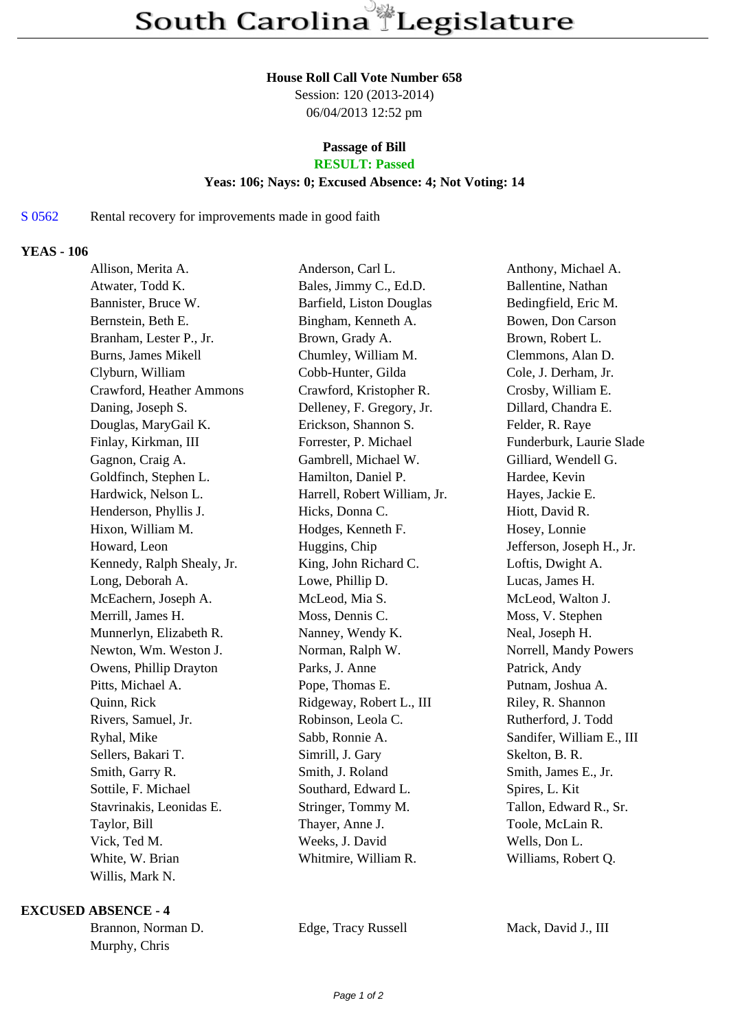# South Carolina Legislature

**House Roll Call Vote Number 658**
Session: 120 (2013-2014)
06/04/2013 12:52 pm

**Passage of Bill**
**RESULT: Passed**
**Yeas: 106; Nays: 0; Excused Absence: 4; Not Voting: 14**

S 0562 Rental recovery for improvements made in good faith

## YEAS - 106

| | | |
|---|---|---|
| Allison, Merita A. | Anderson, Carl L. | Anthony, Michael A. |
| Atwater, Todd K. | Bales, Jimmy C., Ed.D. | Ballentine, Nathan |
| Bannister, Bruce W. | Barfield, Liston Douglas | Bedingfield, Eric M. |
| Bernstein, Beth E. | Bingham, Kenneth A. | Bowen, Don Carson |
| Branham, Lester P., Jr. | Brown, Grady A. | Brown, Robert L. |
| Burns, James Mikell | Chumley, William M. | Clemmons, Alan D. |
| Clyburn, William | Cobb-Hunter, Gilda | Cole, J. Derham, Jr. |
| Crawford, Heather Ammons | Crawford, Kristopher R. | Crosby, William E. |
| Daning, Joseph S. | Delleney, F. Gregory, Jr. | Dillard, Chandra E. |
| Douglas, MaryGail K. | Erickson, Shannon S. | Felder, R. Raye |
| Finlay, Kirkman, III | Forrester, P. Michael | Funderburk, Laurie Slade |
| Gagnon, Craig A. | Gambrell, Michael W. | Gilliard, Wendell G. |
| Goldfinch, Stephen L. | Hamilton, Daniel P. | Hardee, Kevin |
| Hardwick, Nelson L. | Harrell, Robert William, Jr. | Hayes, Jackie E. |
| Henderson, Phyllis J. | Hicks, Donna C. | Hiott, David R. |
| Hixon, William M. | Hodges, Kenneth F. | Hosey, Lonnie |
| Howard, Leon | Huggins, Chip | Jefferson, Joseph H., Jr. |
| Kennedy, Ralph Shealy, Jr. | King, John Richard C. | Loftis, Dwight A. |
| Long, Deborah A. | Lowe, Phillip D. | Lucas, James H. |
| McEachern, Joseph A. | McLeod, Mia S. | McLeod, Walton J. |
| Merrill, James H. | Moss, Dennis C. | Moss, V. Stephen |
| Munnerlyn, Elizabeth R. | Nanney, Wendy K. | Neal, Joseph H. |
| Newton, Wm. Weston J. | Norman, Ralph W. | Norrell, Mandy Powers |
| Owens, Phillip Drayton | Parks, J. Anne | Patrick, Andy |
| Pitts, Michael A. | Pope, Thomas E. | Putnam, Joshua A. |
| Quinn, Rick | Ridgeway, Robert L., III | Riley, R. Shannon |
| Rivers, Samuel, Jr. | Robinson, Leola C. | Rutherford, J. Todd |
| Ryhal, Mike | Sabb, Ronnie A. | Sandifer, William E., III |
| Sellers, Bakari T. | Simrill, J. Gary | Skelton, B. R. |
| Smith, Garry R. | Smith, J. Roland | Smith, James E., Jr. |
| Sottile, F. Michael | Southard, Edward L. | Spires, L. Kit |
| Stavrinakis, Leonidas E. | Stringer, Tommy M. | Tallon, Edward R., Sr. |
| Taylor, Bill | Thayer, Anne J. | Toole, McLain R. |
| Vick, Ted M. | Weeks, J. David | Wells, Don L. |
| White, W. Brian | Whitmire, William R. | Williams, Robert Q. |
| Willis, Mark N. | | |

## EXCUSED ABSENCE - 4

| | | |
|---|---|---|
| Brannon, Norman D. | Edge, Tracy Russell | Mack, David J., III |
| Murphy, Chris | | |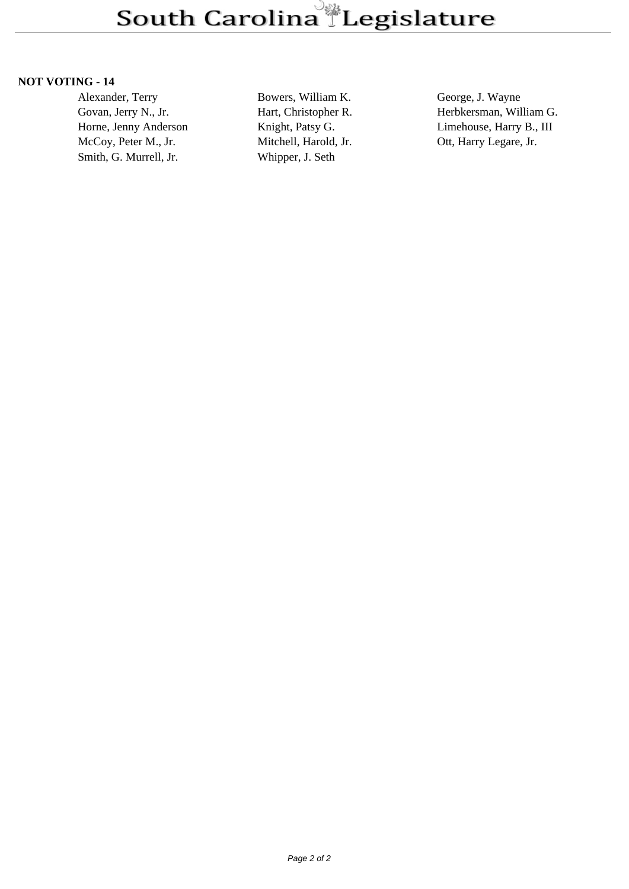**NOT VOTING - 14**

| | | |
|---|---|---|
| Alexander, Terry | Bowers, William K. | George, J. Wayne |
| Govan, Jerry N., Jr. | Hart, Christopher R. | Herbkersman, William G. |
| Horne, Jenny Anderson | Knight, Patsy G. | Limehouse, Harry B., III |
| McCoy, Peter M., Jr. | Mitchell, Harold, Jr. | Ott, Harry Legare, Jr. |
| Smith, G. Murrell, Jr. | Whipper, J. Seth | |